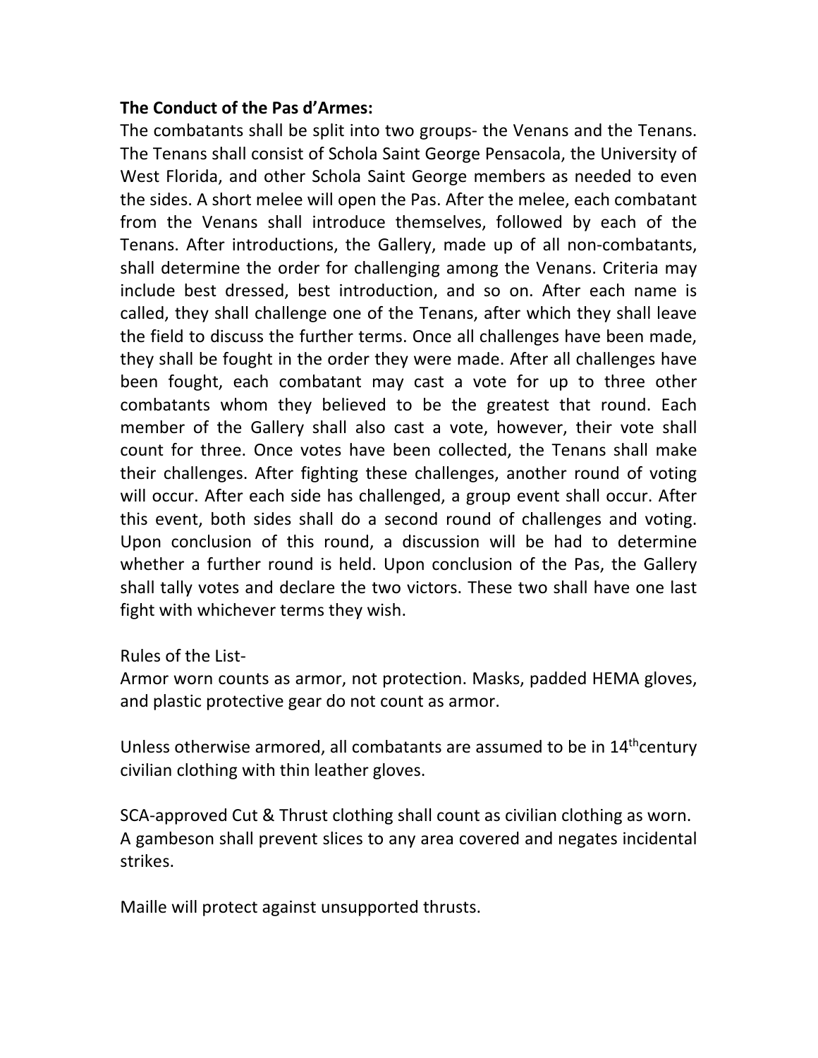**The Conduct of the Pas d'Armes:**

The combatants shall be split into two groups- the Venans and the Tenans. The Tenans shall consist of Schola Saint George Pensacola, the University of West Florida, and other Schola Saint George members as needed to even the sides. A short melee will open the Pas. After the melee, each combatant from the Venans shall introduce themselves, followed by each of the Tenans. After introductions, the Gallery, made up of all non-combatants, shall determine the order for challenging among the Venans. Criteria may include best dressed, best introduction, and so on. After each name is called, they shall challenge one of the Tenans, after which they shall leave the field to discuss the further terms. Once all challenges have been made, they shall be fought in the order they were made. After all challenges have been fought, each combatant may cast a vote for up to three other combatants whom they believed to be the greatest that round. Each member of the Gallery shall also cast a vote, however, their vote shall count for three. Once votes have been collected, the Tenans shall make their challenges. After fighting these challenges, another round of voting will occur. After each side has challenged, a group event shall occur. After this event, both sides shall do a second round of challenges and voting. Upon conclusion of this round, a discussion will be had to determine whether a further round is held. Upon conclusion of the Pas, the Gallery shall tally votes and declare the two victors. These two shall have one last fight with whichever terms they wish.

Rules of the List-

Armor worn counts as armor, not protection. Masks, padded HEMA gloves, and plastic protective gear do not count as armor.

Unless otherwise armored, all combatants are assumed to be in 14th century civilian clothing with thin leather gloves.

SCA-approved Cut & Thrust clothing shall count as civilian clothing as worn.
A gambeson shall prevent slices to any area covered and negates incidental strikes.

Maille will protect against unsupported thrusts.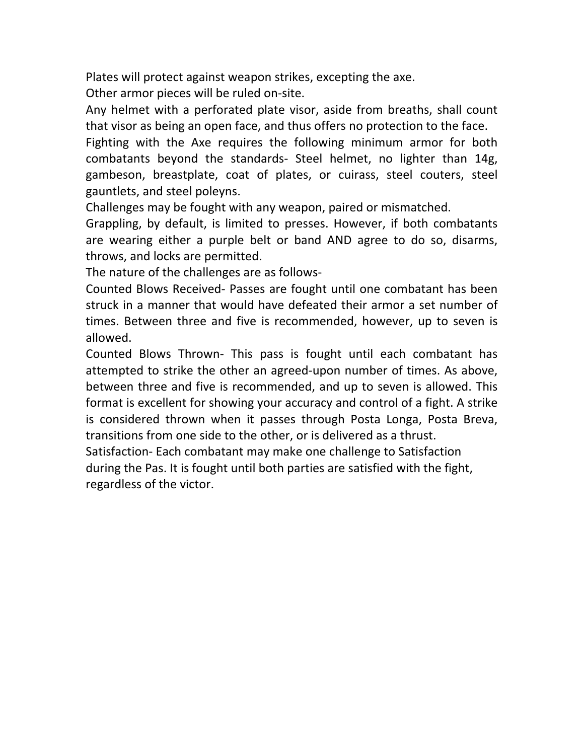Plates will protect against weapon strikes, excepting the axe.

Other armor pieces will be ruled on-site.

Any helmet with a perforated plate visor, aside from breaths, shall count that visor as being an open face, and thus offers no protection to the face.

Fighting with the Axe requires the following minimum armor for both combatants beyond the standards- Steel helmet, no lighter than 14g, gambeson, breastplate, coat of plates, or cuirass, steel couters, steel gauntlets, and steel poleyns.

Challenges may be fought with any weapon, paired or mismatched.

Grappling, by default, is limited to presses. However, if both combatants are wearing either a purple belt or band AND agree to do so, disarms, throws, and locks are permitted.

The nature of the challenges are as follows-

Counted Blows Received- Passes are fought until one combatant has been struck in a manner that would have defeated their armor a set number of times. Between three and five is recommended, however, up to seven is allowed.

Counted Blows Thrown- This pass is fought until each combatant has attempted to strike the other an agreed-upon number of times. As above, between three and five is recommended, and up to seven is allowed. This format is excellent for showing your accuracy and control of a fight. A strike is considered thrown when it passes through Posta Longa, Posta Breva, transitions from one side to the other, or is delivered as a thrust.

Satisfaction- Each combatant may make one challenge to Satisfaction during the Pas. It is fought until both parties are satisfied with the fight, regardless of the victor.